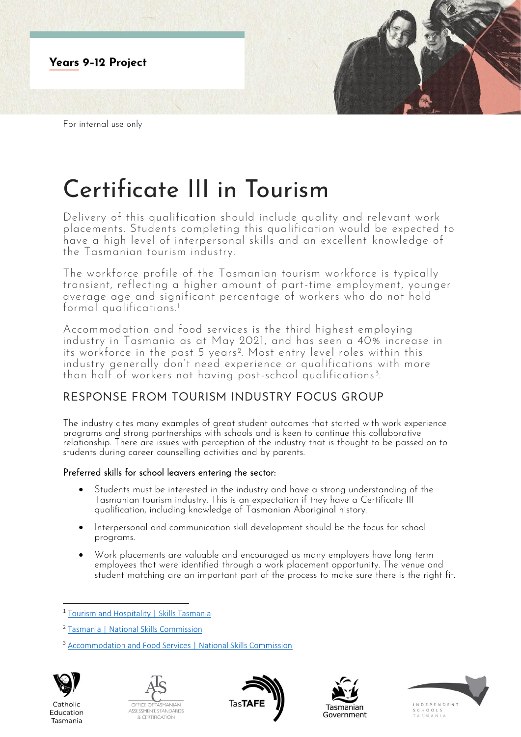**Years 9-12 Project**

For internal use only

# Certificate III in Tourism

Delivery of this qualification should include quality and relevant work placements. Students completing this qualification would be expected to have a high level of interpersonal skills and an excellent knowledge of the Tasmanian tourism industry.

The workforce profile of the Tasmanian tourism workforce is typically transient, reflecting a higher amount of part-time employment, younger average age and significant percentage of workers who do not hold formal qualifications.[1]

Accommodation and food services is the third highest employing industry in Tasmania as at May 2021, and has seen a 40% increase in its workforce in the past 5 years[2]. Most entry level roles within this industry generally don't need experience or qualifications with more than half of workers not having post-school qualifications[3].

## RESPONSE FROM TOURISM INDUSTRY FOCUS GROUP

The industry cites many examples of great student outcomes that started with work experience programs and strong partnerships with schools and is keen to continue this collaborative relationship. There are issues with perception of the industry that is thought to be passed on to students during career counselling activities and by parents.

### Preferred skills for school leavers entering the sector:

- Students must be interested in the industry and have a strong understanding of the Tasmanian tourism industry. This is an expectation if they have a Certificate III qualification, including knowledge of Tasmanian Aboriginal history.
- Interpersonal and communication skill development should be the focus for school programs.
- Work placements are valuable and encouraged as many employers have long term employees that were identified through a work placement opportunity. The venue and student matching are an important part of the process to make sure there is the right fit.

---

[1] Tourism and Hospitality | Skills Tasmania

[2] Tasmania | National Skills Commission

[3] Accommodation and Food Services | National Skills Commission

Catholic Education Tasmania | Office of Tasmanian Assessment, Standards & Certification | TasTAFE | Tasmanian Government | Independent Schools Tasmania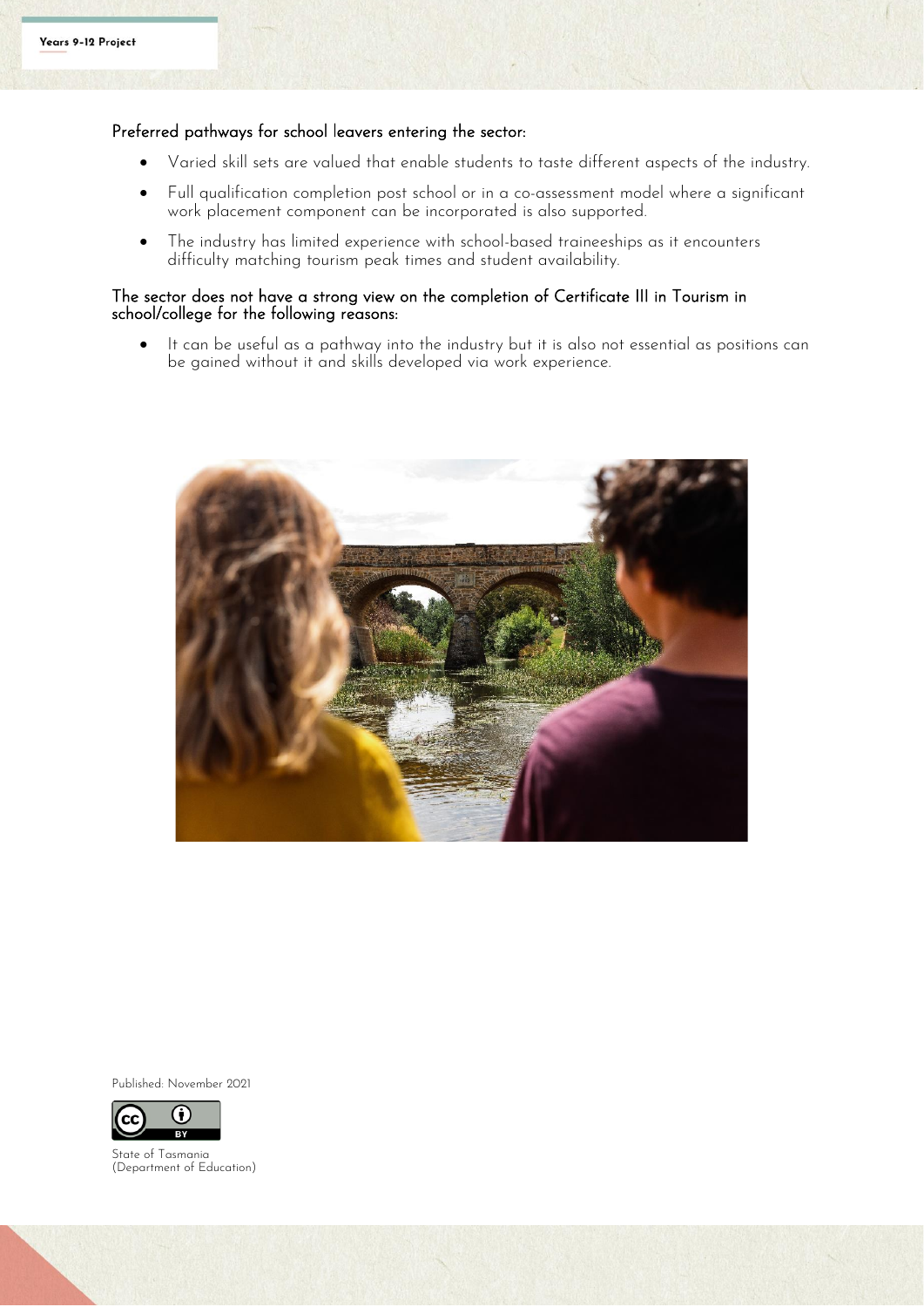### Preferred pathways for school leavers entering the sector:

- Varied skill sets are valued that enable students to taste different aspects of the industry.
- Full qualification completion post school or in a co-assessment model where a significant work placement component can be incorporated is also supported.
- The industry has limited experience with school-based traineeships as it encounters difficulty matching tourism peak times and student availability.

### The sector does not have a strong view on the completion of Certificate III in Tourism in school/college for the following reasons:

- It can be useful as a pathway into the industry but it is also not essential as positions can be gained without it and skills developed via work experience.

Published: November 2021

State of Tasmania
(Department of Education)